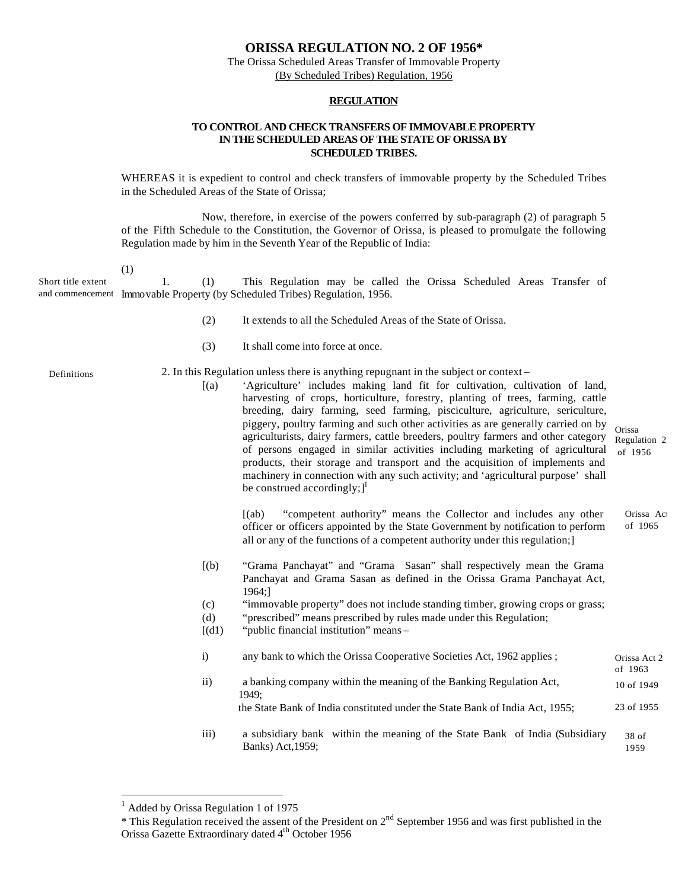# ORISSA REGULATION NO. 2 OF 1956*

The Orissa Scheduled Areas Transfer of Immovable Property
(By Scheduled Tribes) Regulation, 1956

## REGULATION

### TO CONTROL AND CHECK TRANSFERS OF IMMOVABLE PROPERTY IN THE SCHEDULED AREAS OF THE STATE OF ORISSA BY SCHEDULED TRIBES.

WHEREAS it is expedient to control and check transfers of immovable property by the Scheduled Tribes in the Scheduled Areas of the State of Orissa;

Now, therefore, in exercise of the powers conferred by sub-paragraph (2) of paragraph 5 of the Fifth Schedule to the Constitution, the Governor of Orissa, is pleased to promulgate the following Regulation made by him in the Seventh Year of the Republic of India:

(1)

Short title extent and commencement

1. (1) This Regulation may be called the Orissa Scheduled Areas Transfer of Immovable Property (by Scheduled Tribes) Regulation, 1956.

(2) It extends to all the Scheduled Areas of the State of Orissa.

(3) It shall come into force at once.

Definitions

2. In this Regulation unless there is anything repugnant in the subject or context –

[(a) 'Agriculture' includes making land fit for cultivation, cultivation of land, harvesting of crops, horticulture, forestry, planting of trees, farming, cattle breeding, dairy farming, seed farming, pisciculture, agriculture, sericulture, piggery, poultry farming and such other activities as are generally carried on by agriculturists, dairy farmers, cattle breeders, poultry farmers and other category of persons engaged in similar activities including marketing of agricultural products, their storage and transport and the acquisition of implements and machinery in connection with any such activity; and 'agricultural purpose' shall be construed accordingly;][1] *(Orissa Regulation 2 of 1956)*

[(ab) "competent authority" means the Collector and includes any other officer or officers appointed by the State Government by notification to perform all or any of the functions of a competent authority under this regulation;] *(Orissa Act of 1965)*

[(b) "Grama Panchayat" and "Grama Sasan" shall respectively mean the Grama Panchayat and Grama Sasan as defined in the Orissa Grama Panchayat Act, 1964;]

(c) "immovable property" does not include standing timber, growing crops or grass;

(d) "prescribed" means prescribed by rules made under this Regulation;

[(d1) "public financial institution" means –

i) any bank to which the Orissa Cooperative Societies Act, 1962 applies ; *(Orissa Act 2 of 1963)*

ii) a banking company within the meaning of the Banking Regulation Act, 1949; *(10 of 1949)*

the State Bank of India constituted under the State Bank of India Act, 1955; *(23 of 1955)*

iii) a subsidiary bank within the meaning of the State Bank of India (Subsidiary Banks) Act,1959; *(38 of 1959)*

---

[1] Added by Orissa Regulation 1 of 1975

\* This Regulation received the assent of the President on 2nd September 1956 and was first published in the Orissa Gazette Extraordinary dated 4th October 1956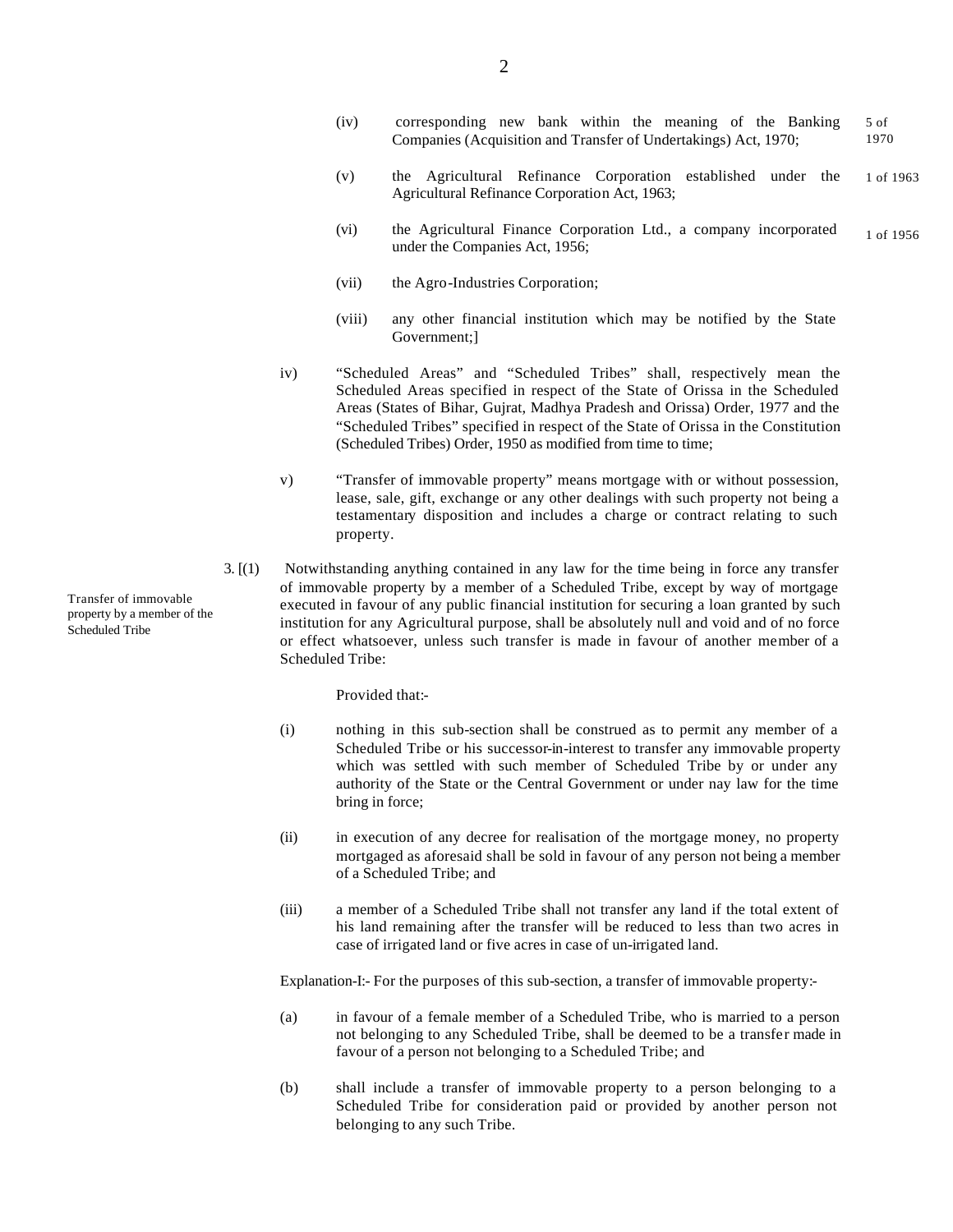(iv) corresponding new bank within the meaning of the Banking Companies (Acquisition and Transfer of Undertakings) Act, 1970; 5 of 1970

(v) the Agricultural Refinance Corporation established under the Agricultural Refinance Corporation Act, 1963; 1 of 1963

(vi) the Agricultural Finance Corporation Ltd., a company incorporated under the Companies Act, 1956; 1 of 1956

(vii) the Agro-Industries Corporation;

(viii) any other financial institution which may be notified by the State Government;]

iv) "Scheduled Areas" and "Scheduled Tribes" shall, respectively mean the Scheduled Areas specified in respect of the State of Orissa in the Scheduled Areas (States of Bihar, Gujrat, Madhya Pradesh and Orissa) Order, 1977 and the "Scheduled Tribes" specified in respect of the State of Orissa in the Constitution (Scheduled Tribes) Order, 1950 as modified from time to time;

v) "Transfer of immovable property" means mortgage with or without possession, lease, sale, gift, exchange or any other dealings with such property not being a testamentary disposition and includes a charge or contract relating to such property.

*Transfer of immovable property by a member of the Scheduled Tribe*

3. [(1) Notwithstanding anything contained in any law for the time being in force any transfer of immovable property by a member of a Scheduled Tribe, except by way of mortgage executed in favour of any public financial institution for securing a loan granted by such institution for any Agricultural purpose, shall be absolutely null and void and of no force or effect whatsoever, unless such transfer is made in favour of another member of a Scheduled Tribe:

Provided that:-

(i) nothing in this sub-section shall be construed as to permit any member of a Scheduled Tribe or his successor-in-interest to transfer any immovable property which was settled with such member of Scheduled Tribe by or under any authority of the State or the Central Government or under nay law for the time bring in force;

(ii) in execution of any decree for realisation of the mortgage money, no property mortgaged as aforesaid shall be sold in favour of any person not being a member of a Scheduled Tribe; and

(iii) a member of a Scheduled Tribe shall not transfer any land if the total extent of his land remaining after the transfer will be reduced to less than two acres in case of irrigated land or five acres in case of un-irrigated land.

Explanation-I:- For the purposes of this sub-section, a transfer of immovable property:-

(a) in favour of a female member of a Scheduled Tribe, who is married to a person not belonging to any Scheduled Tribe, shall be deemed to be a transfer made in favour of a person not belonging to a Scheduled Tribe; and

(b) shall include a transfer of immovable property to a person belonging to a Scheduled Tribe for consideration paid or provided by another person not belonging to any such Tribe.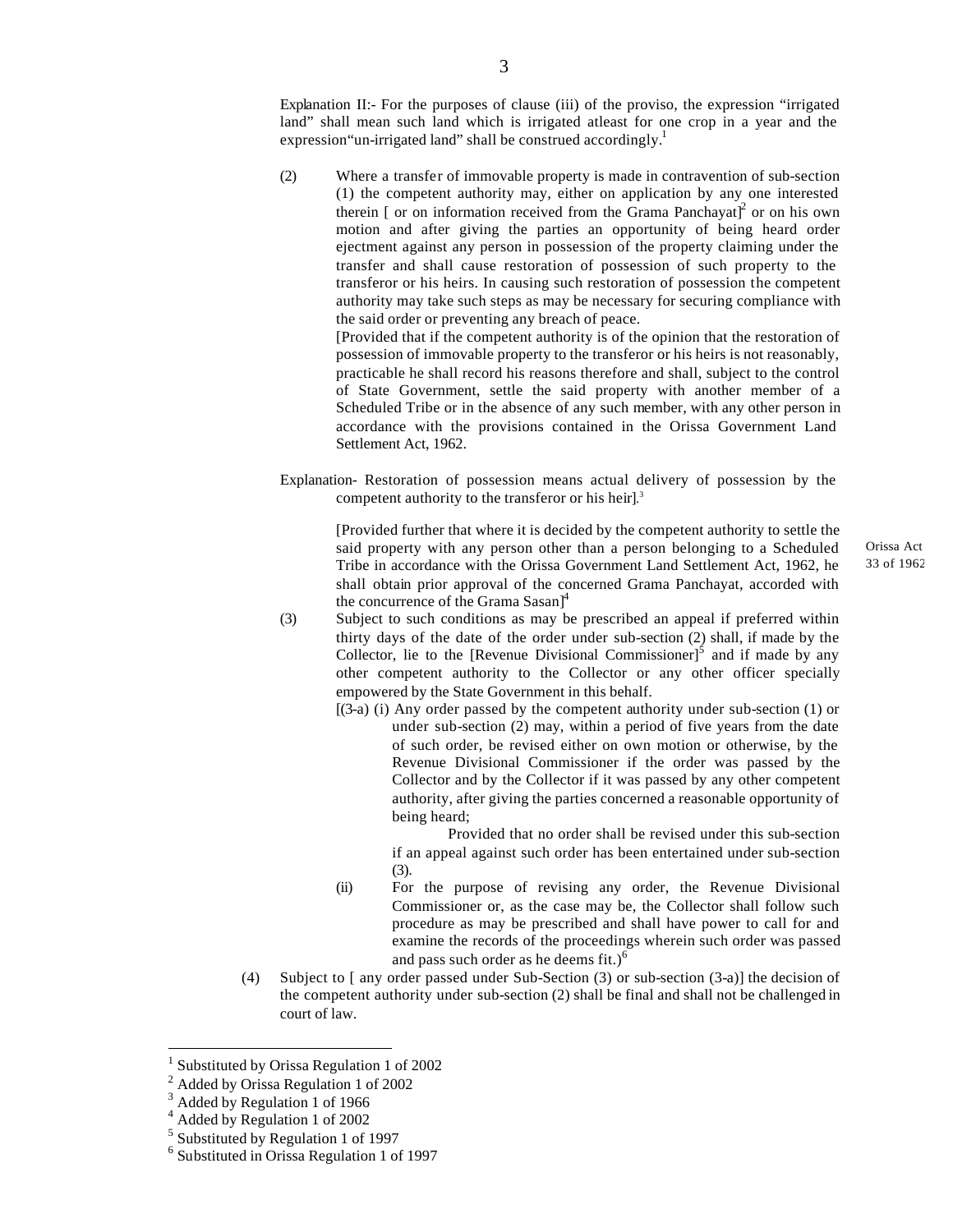Explanation II:- For the purposes of clause (iii) of the proviso, the expression "irrigated land" shall mean such land which is irrigated atleast for one crop in a year and the expression"un-irrigated land" shall be construed accordingly.[1]

(2) Where a transfer of immovable property is made in contravention of sub-section (1) the competent authority may, either on application by any one interested therein [ or on information received from the Grama Panchayat][2] or on his own motion and after giving the parties an opportunity of being heard order ejectment against any person in possession of the property claiming under the transfer and shall cause restoration of possession of such property to the transferor or his heirs. In causing such restoration of possession the competent authority may take such steps as may be necessary for securing compliance with the said order or preventing any breach of peace.

[Provided that if the competent authority is of the opinion that the restoration of possession of immovable property to the transferor or his heirs is not reasonably, practicable he shall record his reasons therefore and shall, subject to the control of State Government, settle the said property with another member of a Scheduled Tribe or in the absence of any such member, with any other person in accordance with the provisions contained in the Orissa Government Land Settlement Act, 1962.

Explanation- Restoration of possession means actual delivery of possession by the competent authority to the transferor or his heir].[3]

[Provided further that where it is decided by the competent authority to settle the said property with any person other than a person belonging to a Scheduled Tribe in accordance with the Orissa Government Land Settlement Act, 1962, he shall obtain prior approval of the concerned Grama Panchayat, accorded with the concurrence of the Grama Sasan][4]

Orissa Act 33 of 1962

(3) Subject to such conditions as may be prescribed an appeal if preferred within thirty days of the date of the order under sub-section (2) shall, if made by the Collector, lie to the [Revenue Divisional Commissioner][5] and if made by any other competent authority to the Collector or any other officer specially empowered by the State Government in this behalf.

[(3-a) (i) Any order passed by the competent authority under sub-section (1) or under sub-section (2) may, within a period of five years from the date of such order, be revised either on own motion or otherwise, by the Revenue Divisional Commissioner if the order was passed by the Collector and by the Collector if it was passed by any other competent authority, after giving the parties concerned a reasonable opportunity of being heard;

Provided that no order shall be revised under this sub-section if an appeal against such order has been entertained under sub-section (3).

(ii) For the purpose of revising any order, the Revenue Divisional Commissioner or, as the case may be, the Collector shall follow such procedure as may be prescribed and shall have power to call for and examine the records of the proceedings wherein such order was passed and pass such order as he deems fit.)[6]

(4) Subject to [ any order passed under Sub-Section (3) or sub-section (3-a)] the decision of the competent authority under sub-section (2) shall be final and shall not be challenged in court of law.

---

[1] Substituted by Orissa Regulation 1 of 2002
[2] Added by Orissa Regulation 1 of 2002
[3] Added by Regulation 1 of 1966
[4] Added by Regulation 1 of 2002
[5] Substituted by Regulation 1 of 1997
[6] Substituted in Orissa Regulation 1 of 1997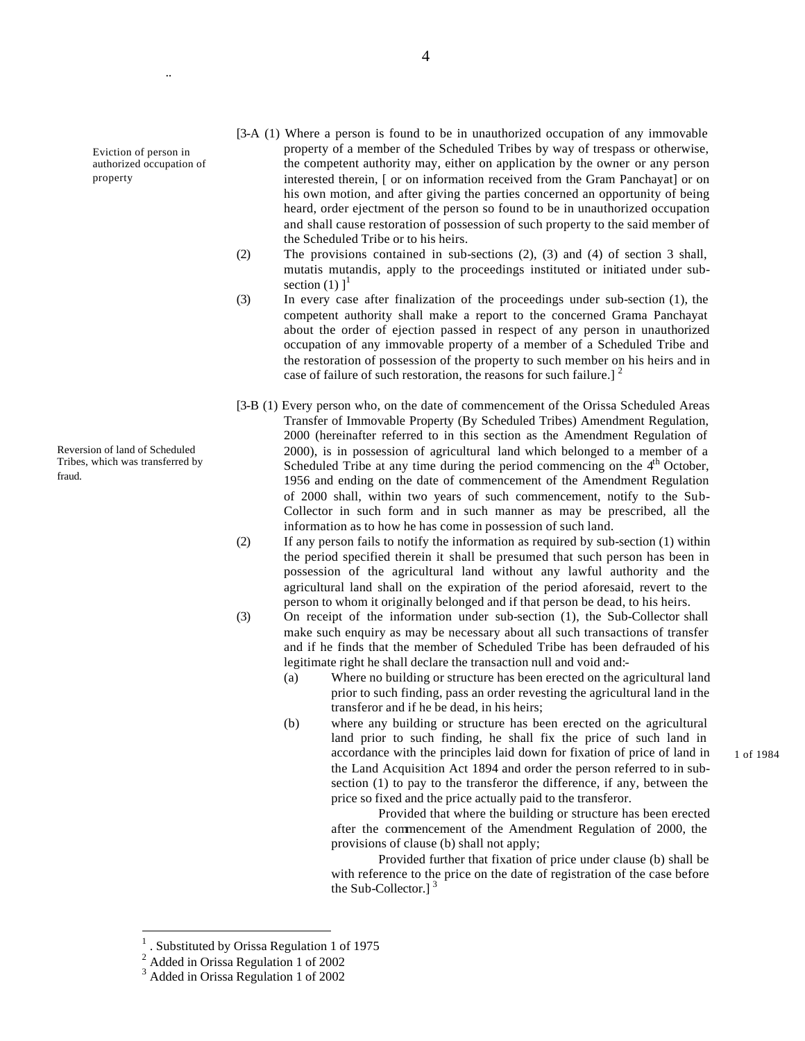Eviction of person in authorized occupation of property

[3-A (1) Where a person is found to be in unauthorized occupation of any immovable property of a member of the Scheduled Tribes by way of trespass or otherwise, the competent authority may, either on application by the owner or any person interested therein, [ or on information received from the Gram Panchayat] or on his own motion, and after giving the parties concerned an opportunity of being heard, order ejectment of the person so found to be in unauthorized occupation and shall cause restoration of possession of such property to the said member of the Scheduled Tribe or to his heirs.

(2) The provisions contained in sub-sections (2), (3) and (4) of section 3 shall, mutatis mutandis, apply to the proceedings instituted or initiated under sub-section (1) ][1]

(3) In every case after finalization of the proceedings under sub-section (1), the competent authority shall make a report to the concerned Grama Panchayat about the order of ejection passed in respect of any person in unauthorized occupation of any immovable property of a member of a Scheduled Tribe and the restoration of possession of the property to such member on his heirs and in case of failure of such restoration, the reasons for such failure.] [2]

Reversion of land of Scheduled Tribes, which was transferred by fraud.

[3-B (1) Every person who, on the date of commencement of the Orissa Scheduled Areas Transfer of Immovable Property (By Scheduled Tribes) Amendment Regulation, 2000 (hereinafter referred to in this section as the Amendment Regulation of 2000), is in possession of agricultural land which belonged to a member of a Scheduled Tribe at any time during the period commencing on the 4th October, 1956 and ending on the date of commencement of the Amendment Regulation of 2000 shall, within two years of such commencement, notify to the Sub-Collector in such form and in such manner as may be prescribed, all the information as to how he has come in possession of such land.

(2) If any person fails to notify the information as required by sub-section (1) within the period specified therein it shall be presumed that such person has been in possession of the agricultural land without any lawful authority and the agricultural land shall on the expiration of the period aforesaid, revert to the person to whom it originally belonged and if that person be dead, to his heirs.

(3) On receipt of the information under sub-section (1), the Sub-Collector shall make such enquiry as may be necessary about all such transactions of transfer and if he finds that the member of Scheduled Tribe has been defrauded of his legitimate right he shall declare the transaction null and void and:-

(a) Where no building or structure has been erected on the agricultural land prior to such finding, pass an order revesting the agricultural land in the transferor and if he be dead, in his heirs;

(b) where any building or structure has been erected on the agricultural land prior to such finding, he shall fix the price of such land in accordance with the principles laid down for fixation of price of land in the Land Acquisition Act 1894 and order the person referred to in sub-section (1) to pay to the transferor the difference, if any, between the price so fixed and the price actually paid to the transferor.

1 of 1984

Provided that where the building or structure has been erected after the commencement of the Amendment Regulation of 2000, the provisions of clause (b) shall not apply;

Provided further that fixation of price under clause (b) shall be with reference to the price on the date of registration of the case before the Sub-Collector.] [3]

---

[1] . Substituted by Orissa Regulation 1 of 1975

[2] Added in Orissa Regulation 1 of 2002

[3] Added in Orissa Regulation 1 of 2002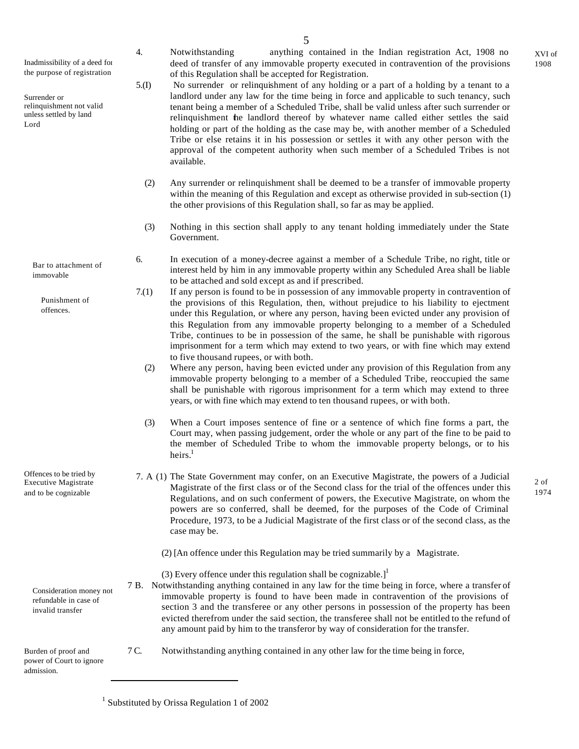Inadmissibility of a deed for the purpose of registration

4. Notwithstanding anything contained in the Indian registration Act, 1908 no deed of transfer of any immovable property executed in contravention of the provisions of this Regulation shall be accepted for Registration. (XVI of 1908)

Surrender or relinquishment not valid unless settled by land Lord

5.(I) No surrender or relinquishment of any holding or a part of a holding by a tenant to a landlord under any law for the time being in force and applicable to such tenancy, such tenant being a member of a Scheduled Tribe, shall be valid unless after such surrender or relinquishment the landlord thereof by whatever name called either settles the said holding or part of the holding as the case may be, with another member of a Scheduled Tribe or else retains it in his possession or settles it with any other person with the approval of the competent authority when such member of a Scheduled Tribes is not available.

(2) Any surrender or relinquishment shall be deemed to be a transfer of immovable property within the meaning of this Regulation and except as otherwise provided in sub-section (1) the other provisions of this Regulation shall, so far as may be applied.

(3) Nothing in this section shall apply to any tenant holding immediately under the State Government.

Bar to attachment of immovable

6. In execution of a money-decree against a member of a Schedule Tribe, no right, title or interest held by him in any immovable property within any Scheduled Area shall be liable to be attached and sold except as and if prescribed.

Punishment of offences.

7.(1) If any person is found to be in possession of any immovable property in contravention of the provisions of this Regulation, then, without prejudice to his liability to ejectment under this Regulation, or where any person, having been evicted under any provision of this Regulation from any immovable property belonging to a member of a Scheduled Tribe, continues to be in possession of the same, he shall be punishable with rigorous imprisonment for a term which may extend to two years, or with fine which may extend to five thousand rupees, or with both.

(2) Where any person, having been evicted under any provision of this Regulation from any immovable property belonging to a member of a Scheduled Tribe, reoccupied the same shall be punishable with rigorous imprisonment for a term which may extend to three years, or with fine which may extend to ten thousand rupees, or with both.

(3) When a Court imposes sentence of fine or a sentence of which fine forms a part, the Court may, when passing judgement, order the whole or any part of the fine to be paid to the member of Scheduled Tribe to whom the immovable property belongs, or to his heirs.[1]

Offences to be tried by Executive Magistrate and to be cognizable

7. A (1) The State Government may confer, on an Executive Magistrate, the powers of a Judicial Magistrate of the first class or of the Second class for the trial of the offences under this Regulations, and on such conferment of powers, the Executive Magistrate, on whom the powers are so conferred, shall be deemed, for the purposes of the Code of Criminal Procedure, 1973, to be a Judicial Magistrate of the first class or of the second class, as the case may be. (2 of 1974)

(2) [An offence under this Regulation may be tried summarily by a Magistrate.

(3) Every offence under this regulation shall be cognizable.][1]

Consideration money not refundable in case of invalid transfer

7 B. Notwithstanding anything contained in any law for the time being in force, where a transfer of immovable property is found to have been made in contravention of the provisions of section 3 and the transferee or any other persons in possession of the property has been evicted therefrom under the said section, the transferee shall not be entitled to the refund of any amount paid by him to the transferor by way of consideration for the transfer.

Burden of proof and power of Court to ignore admission.

7 C. Notwithstanding anything contained in any other law for the time being in force,

---

[1] Substituted by Orissa Regulation 1 of 2002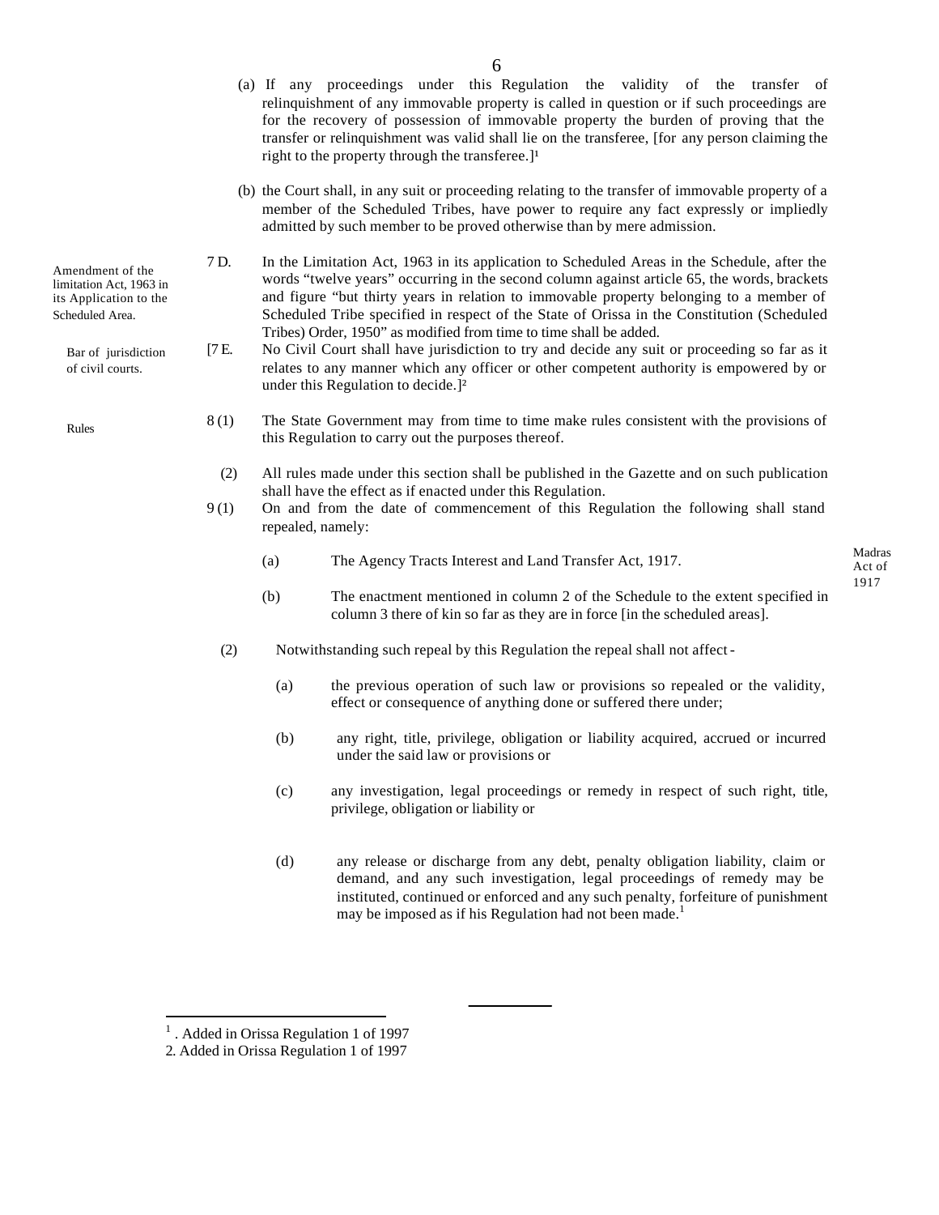(a) If any proceedings under this Regulation the validity of the transfer of relinquishment of any immovable property is called in question or if such proceedings are for the recovery of possession of immovable property the burden of proving that the transfer or relinquishment was valid shall lie on the transferee, [for any person claiming the right to the property through the transferee.][1]

(b) the Court shall, in any suit or proceeding relating to the transfer of immovable property of a member of the Scheduled Tribes, have power to require any fact expressly or impliedly admitted by such member to be proved otherwise than by mere admission.

Amendment of the limitation Act, 1963 in its Application to the Scheduled Area.

7 D. In the Limitation Act, 1963 in its application to Scheduled Areas in the Schedule, after the words "twelve years" occurring in the second column against article 65, the words, brackets and figure "but thirty years in relation to immovable property belonging to a member of Scheduled Tribe specified in respect of the State of Orissa in the Constitution (Scheduled Tribes) Order, 1950" as modified from time to time shall be added.

Bar of jurisdiction of civil courts.

[7 E. No Civil Court shall have jurisdiction to try and decide any suit or proceeding so far as it relates to any manner which any officer or other competent authority is empowered by or under this Regulation to decide.][2]

Rules

8 (1) The State Government may from time to time make rules consistent with the provisions of this Regulation to carry out the purposes thereof.

(2) All rules made under this section shall be published in the Gazette and on such publication shall have the effect as if enacted under this Regulation.

9 (1) On and from the date of commencement of this Regulation the following shall stand repealed, namely:

(a) The Agency Tracts Interest and Land Transfer Act, 1917. (Madras Act of 1917)

(b) The enactment mentioned in column 2 of the Schedule to the extent specified in column 3 there of kin so far as they are in force [in the scheduled areas].

(2) Notwithstanding such repeal by this Regulation the repeal shall not affect -

(a) the previous operation of such law or provisions so repealed or the validity, effect or consequence of anything done or suffered there under;

(b) any right, title, privilege, obligation or liability acquired, accrued or incurred under the said law or provisions or

(c) any investigation, legal proceedings or remedy in respect of such right, title, privilege, obligation or liability or

(d) any release or discharge from any debt, penalty obligation liability, claim or demand, and any such investigation, legal proceedings of remedy may be instituted, continued or enforced and any such penalty, forfeiture of punishment may be imposed as if his Regulation had not been made.[1]

---

[1] . Added in Orissa Regulation 1 of 1997

2. Added in Orissa Regulation 1 of 1997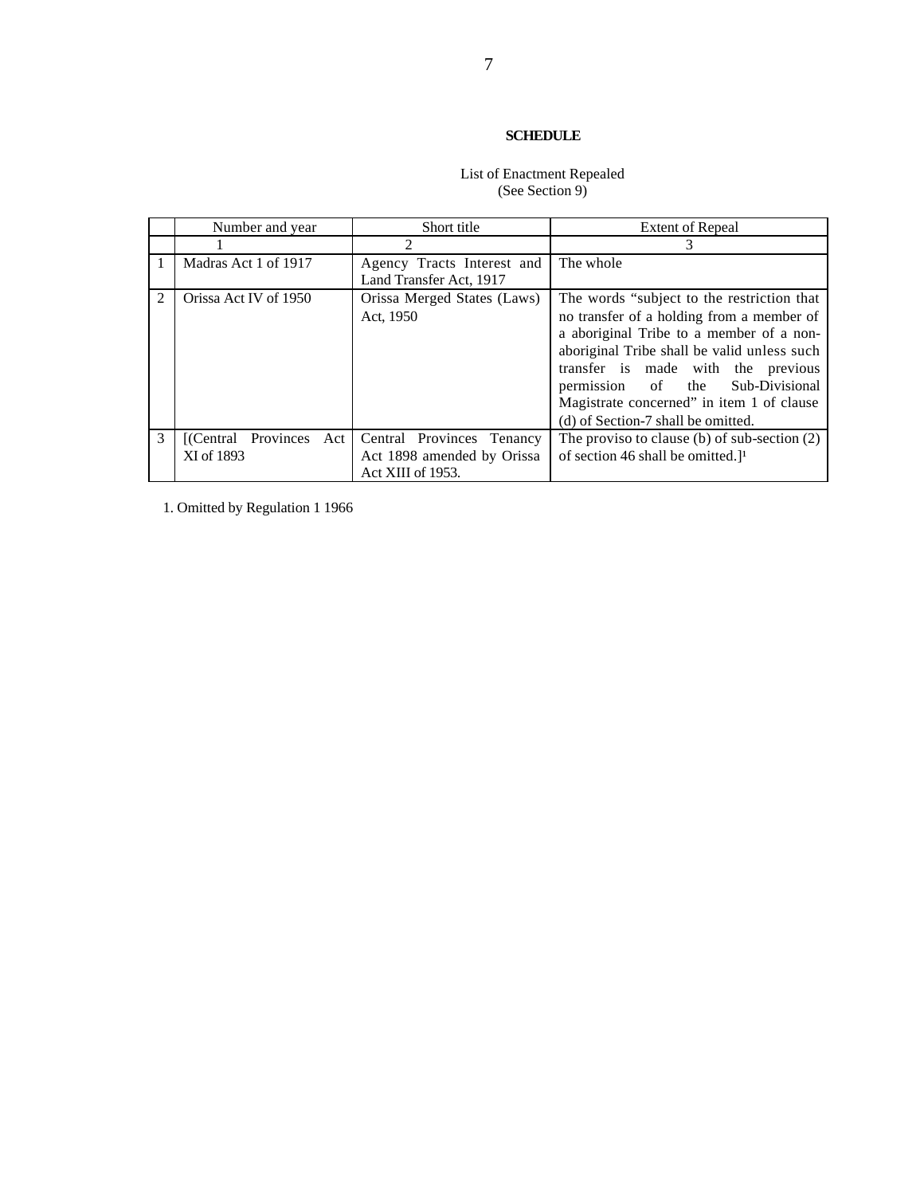**SCHEDULE**

List of Enactment Repealed
(See Section 9)

| | Number and year | Short title | Extent of Repeal |
|---|---|---|---|
| | 1 | 2 | 3 |
| 1 | Madras Act 1 of 1917 | Agency Tracts Interest and Land Transfer Act, 1917 | The whole |
| 2 | Orissa Act IV of 1950 | Orissa Merged States (Laws) Act, 1950 | The words "subject to the restriction that no transfer of a holding from a member of a aboriginal Tribe to a member of a non-aboriginal Tribe shall be valid unless such transfer is made with the previous permission of the Sub-Divisional Magistrate concerned" in item 1 of clause (d) of Section-7 shall be omitted. |
| 3 | [(Central Provinces Act XI of 1893 | Central Provinces Tenancy Act 1898 amended by Orissa Act XIII of 1953. | The proviso to clause (b) of sub-section (2) of section 46 shall be omitted.][1] |

1. Omitted by Regulation 1 1966